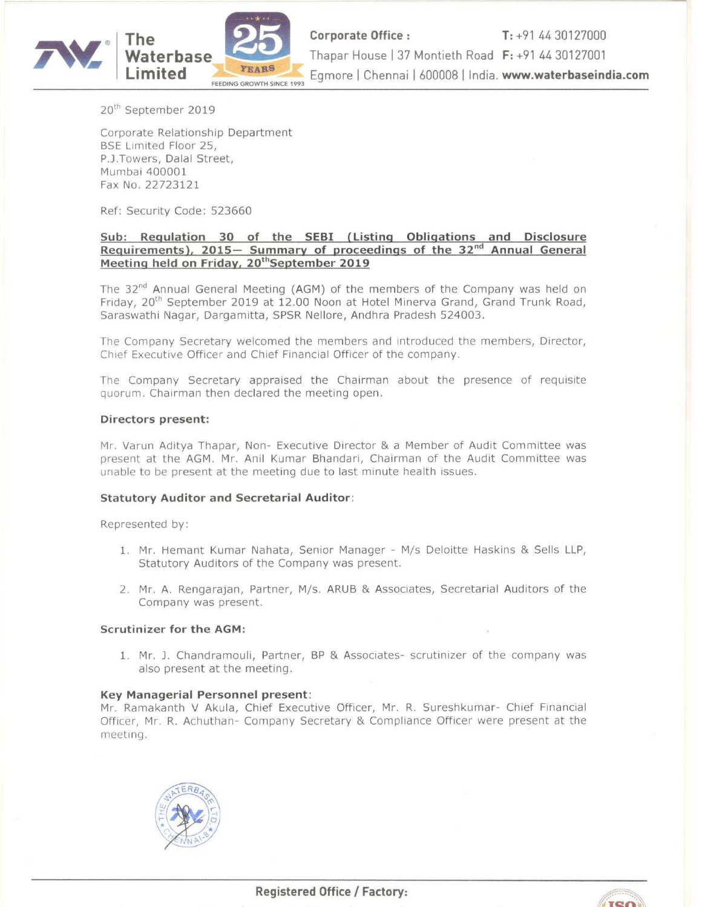The Waterbase Limited

Corporate Office : Thapar House | 37 Montieth Road Egmore | Chennai | 600008 | India. T: +91 44 30127000 F: +91 44 30127001 www.waterbaseindia.com

20th September 2019

Corporate Relationship Department
BSE Limited Floor 25,
P.J.Towers, Dalal Street,
Mumbai 400001
Fax No. 22723121

Ref: Security Code: 523660

**Sub: Regulation 30 of the SEBI (Listing Obligations and Disclosure Requirements), 2015– Summary of proceedings of the 32nd Annual General Meeting held on Friday, 20th September 2019**

The 32nd Annual General Meeting (AGM) of the members of the Company was held on Friday, 20th September 2019 at 12.00 Noon at Hotel Minerva Grand, Grand Trunk Road, Saraswathi Nagar, Dargamitta, SPSR Nellore, Andhra Pradesh 524003.

The Company Secretary welcomed the members and introduced the members, Director, Chief Executive Officer and Chief Financial Officer of the company.

The Company Secretary appraised the Chairman about the presence of requisite quorum. Chairman then declared the meeting open.

**Directors present:**

Mr. Varun Aditya Thapar, Non- Executive Director & a Member of Audit Committee was present at the AGM. Mr. Anil Kumar Bhandari, Chairman of the Audit Committee was unable to be present at the meeting due to last minute health issues.

**Statutory Auditor and Secretarial Auditor**:

Represented by:

1. Mr. Hemant Kumar Nahata, Senior Manager - M/s Deloitte Haskins & Sells LLP, Statutory Auditors of the Company was present.
2. Mr. A. Rengarajan, Partner, M/s. ARUB & Associates, Secretarial Auditors of the Company was present.

**Scrutinizer for the AGM:**

1. Mr. J. Chandramouli, Partner, BP & Associates- scrutinizer of the company was also present at the meeting.

**Key Managerial Personnel present**:
Mr. Ramakanth V Akula, Chief Executive Officer, Mr. R. Sureshkumar- Chief Financial Officer, Mr. R. Achuthan- Company Secretary & Compliance Officer were present at the meeting.

Registered Office / Factory: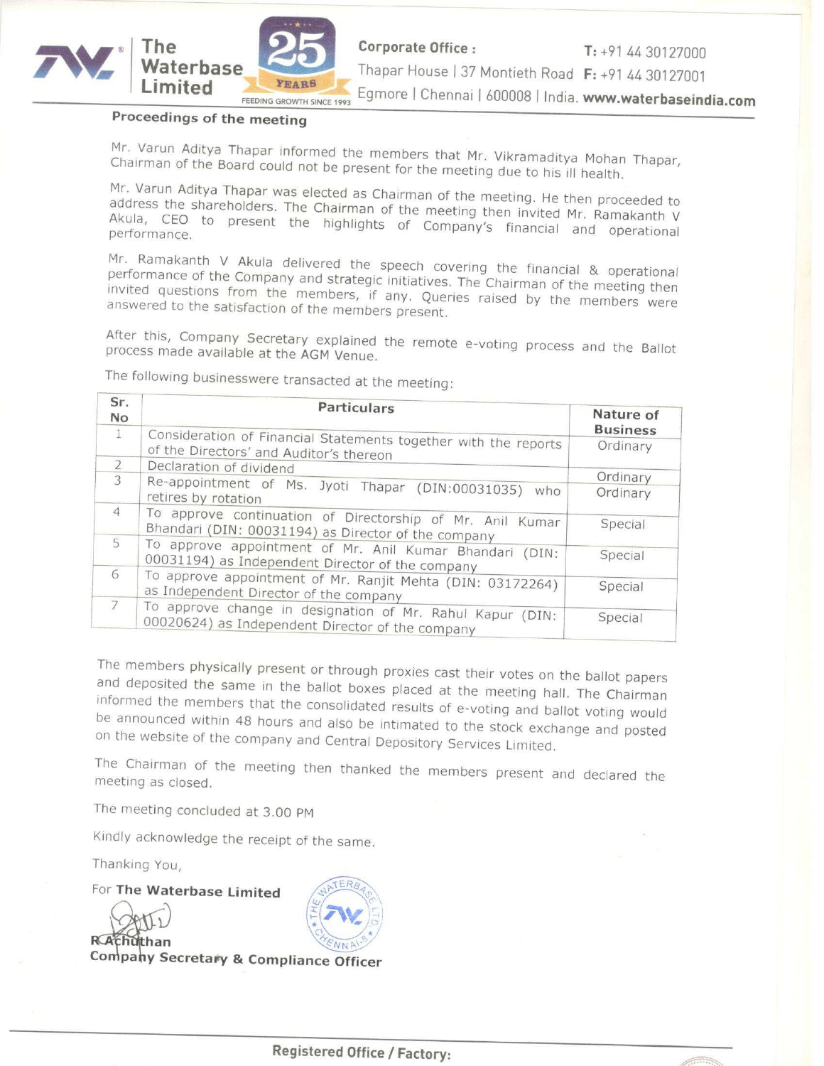**Proceedings of the meeting**

Mr. Varun Aditya Thapar informed the members that Mr. Vikramaditya Mohan Thapar, Chairman of the Board could not be present for the meeting due to his ill health.

Mr. Varun Aditya Thapar was elected as Chairman of the meeting. He then proceeded to address the shareholders. The Chairman of the meeting then invited Mr. Ramakanth V Akula, CEO to present the highlights of Company's financial and operational performance.

Mr. Ramakanth V Akula delivered the speech covering the financial & operational performance of the Company and strategic initiatives. The Chairman of the meeting then invited questions from the members, if any. Queries raised by the members were answered to the satisfaction of the members present.

After this, Company Secretary explained the remote e-voting process and the Ballot process made available at the AGM Venue.

The following businesswere transacted at the meeting:

| Sr. No | Particulars | Nature of Business |
|---|---|---|
| 1 | Consideration of Financial Statements together with the reports of the Directors' and Auditor's thereon | Ordinary |
| 2 | Declaration of dividend | Ordinary |
| 3 | Re-appointment of Ms. Jyoti Thapar (DIN:00031035) who retires by rotation | Ordinary |
| 4 | To approve continuation of Directorship of Mr. Anil Kumar Bhandari (DIN: 00031194) as Director of the company | Special |
| 5 | To approve appointment of Mr. Anil Kumar Bhandari (DIN: 00031194) as Independent Director of the company | Special |
| 6 | To approve appointment of Mr. Ranjit Mehta (DIN: 03172264) as Independent Director of the company | Special |
| 7 | To approve change in designation of Mr. Rahul Kapur (DIN: 00020624) as Independent Director of the company | Special |

The members physically present or through proxies cast their votes on the ballot papers and deposited the same in the ballot boxes placed at the meeting hall. The Chairman informed the members that the consolidated results of e-voting and ballot voting would be announced within 48 hours and also be intimated to the stock exchange and posted on the website of the company and Central Depository Services Limited.

The Chairman of the meeting then thanked the members present and declared the meeting as closed.

The meeting concluded at 3.00 PM

Kindly acknowledge the receipt of the same.

Thanking You,

For **The Waterbase Limited**

**R Achuthan**
**Company Secretary & Compliance Officer**